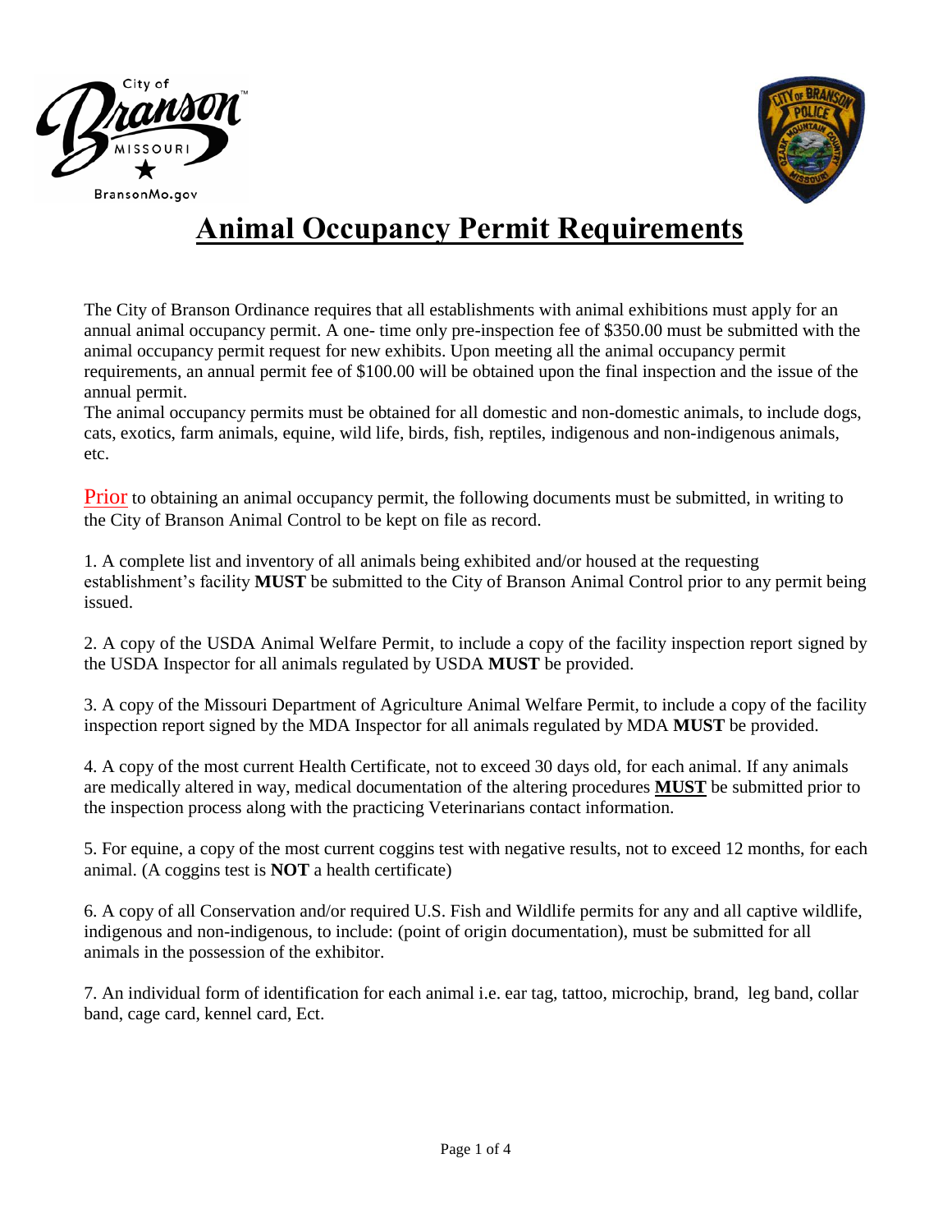# Animal Occupancy Permit Requirements

The City of Branson Ordinance requires that all establishments with animal exhibitions must apply for an annual animal occupancy permit. A one- time only pre-inspection fee of $350.00 must be submitted with the animal occupancy permit request for new exhibits. Upon meeting all the animal occupancy permit requirements, an annual permit fee of $100.00 will be obtained upon the final inspection and the issue of the annual permit.
The animal occupancy permits must be obtained for all domestic and non-domestic animals, to include dogs, cats, exotics, farm animals, equine, wild life, birds, fish, reptiles, indigenous and non-indigenous animals, etc.

Prior to obtaining an animal occupancy permit, the following documents must be submitted, in writing to the City of Branson Animal Control to be kept on file as record.

1. A complete list and inventory of all animals being exhibited and/or housed at the requesting establishment's facility **MUST** be submitted to the City of Branson Animal Control prior to any permit being issued.

2. A copy of the USDA Animal Welfare Permit, to include a copy of the facility inspection report signed by the USDA Inspector for all animals regulated by USDA **MUST** be provided.

3. A copy of the Missouri Department of Agriculture Animal Welfare Permit, to include a copy of the facility inspection report signed by the MDA Inspector for all animals regulated by MDA **MUST** be provided.

4. A copy of the most current Health Certificate, not to exceed 30 days old, for each animal. If any animals are medically altered in way, medical documentation of the altering procedures **MUST** be submitted prior to the inspection process along with the practicing Veterinarians contact information.

5. For equine, a copy of the most current coggins test with negative results, not to exceed 12 months, for each animal. (A coggins test is **NOT** a health certificate)

6. A copy of all Conservation and/or required U.S. Fish and Wildlife permits for any and all captive wildlife, indigenous and non-indigenous, to include: (point of origin documentation), must be submitted for all animals in the possession of the exhibitor.

7. An individual form of identification for each animal i.e. ear tag, tattoo, microchip, brand, leg band, collar band, cage card, kennel card, Ect.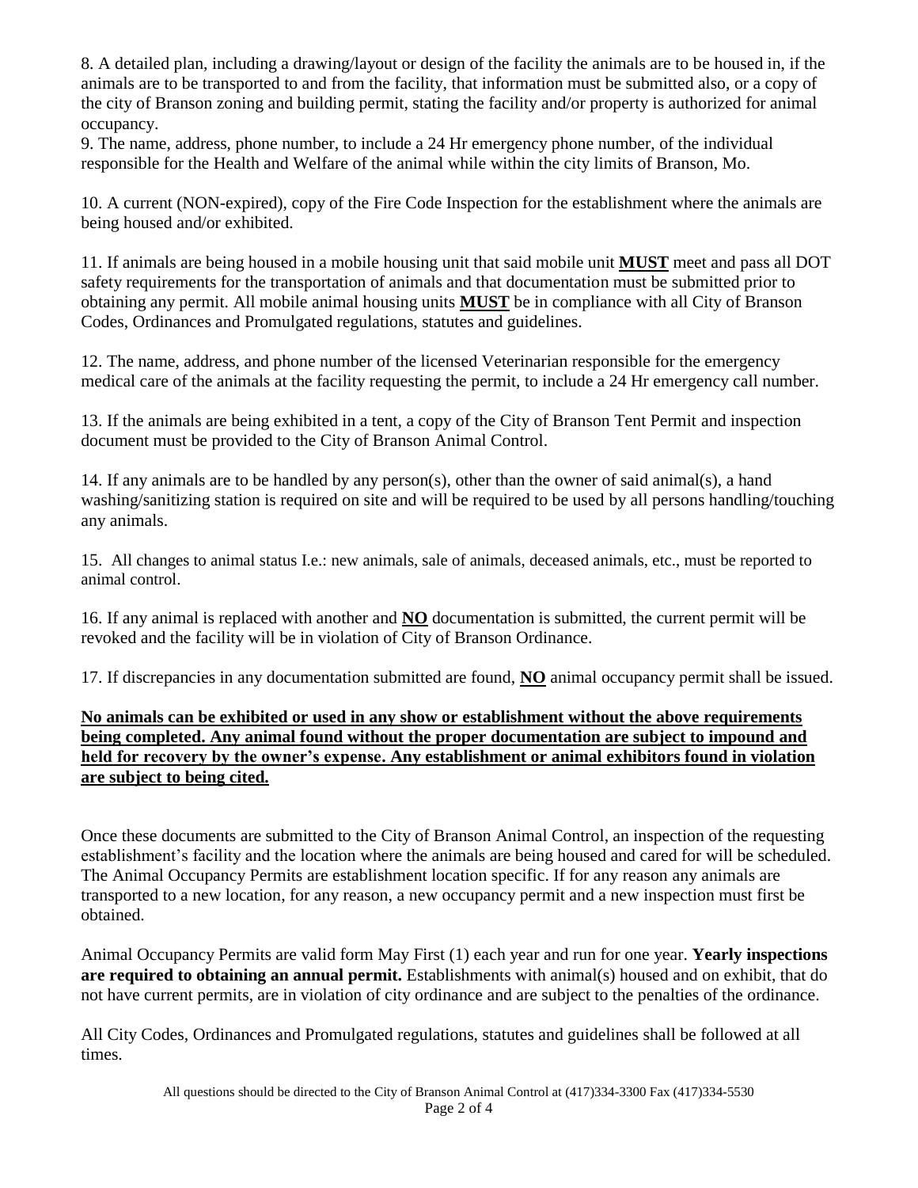8. A detailed plan, including a drawing/layout or design of the facility the animals are to be housed in, if the animals are to be transported to and from the facility, that information must be submitted also, or a copy of the city of Branson zoning and building permit, stating the facility and/or property is authorized for animal occupancy.

9. The name, address, phone number, to include a 24 Hr emergency phone number, of the individual responsible for the Health and Welfare of the animal while within the city limits of Branson, Mo.

10. A current (NON-expired), copy of the Fire Code Inspection for the establishment where the animals are being housed and/or exhibited.

11. If animals are being housed in a mobile housing unit that said mobile unit **MUST** meet and pass all DOT safety requirements for the transportation of animals and that documentation must be submitted prior to obtaining any permit. All mobile animal housing units **MUST** be in compliance with all City of Branson Codes, Ordinances and Promulgated regulations, statutes and guidelines.

12. The name, address, and phone number of the licensed Veterinarian responsible for the emergency medical care of the animals at the facility requesting the permit, to include a 24 Hr emergency call number.

13. If the animals are being exhibited in a tent, a copy of the City of Branson Tent Permit and inspection document must be provided to the City of Branson Animal Control.

14. If any animals are to be handled by any person(s), other than the owner of said animal(s), a hand washing/sanitizing station is required on site and will be required to be used by all persons handling/touching any animals.

15. All changes to animal status I.e.: new animals, sale of animals, deceased animals, etc., must be reported to animal control.

16. If any animal is replaced with another and **NO** documentation is submitted, the current permit will be revoked and the facility will be in violation of City of Branson Ordinance.

17. If discrepancies in any documentation submitted are found, **NO** animal occupancy permit shall be issued.

**No animals can be exhibited or used in any show or establishment without the above requirements being completed. Any animal found without the proper documentation are subject to impound and held for recovery by the owner's expense. Any establishment or animal exhibitors found in violation are subject to being cited.**

Once these documents are submitted to the City of Branson Animal Control, an inspection of the requesting establishment's facility and the location where the animals are being housed and cared for will be scheduled. The Animal Occupancy Permits are establishment location specific. If for any reason any animals are transported to a new location, for any reason, a new occupancy permit and a new inspection must first be obtained.

Animal Occupancy Permits are valid form May First (1) each year and run for one year. **Yearly inspections are required to obtaining an annual permit.** Establishments with animal(s) housed and on exhibit, that do not have current permits, are in violation of city ordinance and are subject to the penalties of the ordinance.

All City Codes, Ordinances and Promulgated regulations, statutes and guidelines shall be followed at all times.

All questions should be directed to the City of Branson Animal Control at (417)334-3300 Fax (417)334-5530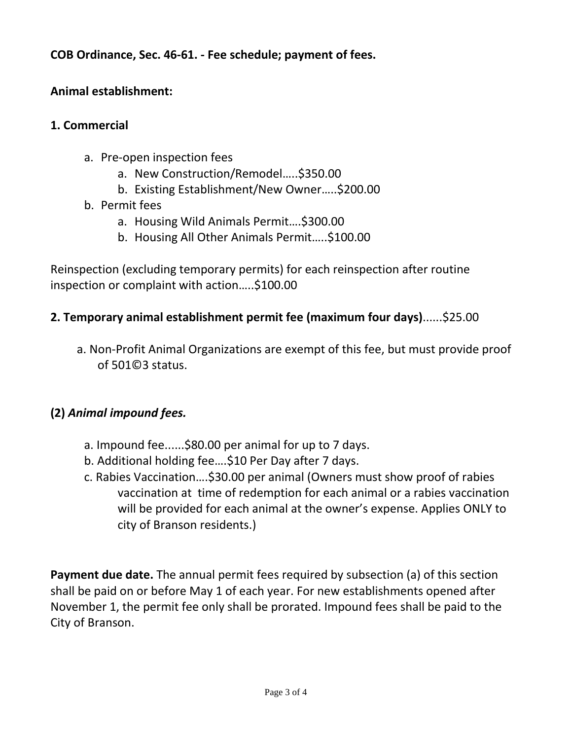**COB Ordinance, Sec. 46-61. - Fee schedule; payment of fees.**

**Animal establishment:**

**1. Commercial**

a. Pre-open inspection fees
   a. New Construction/Remodel…..$350.00
   b. Existing Establishment/New Owner…..$200.00
b. Permit fees
   a. Housing Wild Animals Permit….$300.00
   b. Housing All Other Animals Permit…..$100.00

Reinspection (excluding temporary permits) for each reinspection after routine inspection or complaint with action…..$100.00

**2. Temporary animal establishment permit fee (maximum four days)**......$25.00

a. Non-Profit Animal Organizations are exempt of this fee, but must provide proof of 501©3 status.

**(2)** ***Animal impound fees.***

a. Impound fee......$80.00 per animal for up to 7 days.
b. Additional holding fee….$10 Per Day after 7 days.
c. Rabies Vaccination….$30.00 per animal (Owners must show proof of rabies vaccination at time of redemption for each animal or a rabies vaccination will be provided for each animal at the owner's expense. Applies ONLY to city of Branson residents.)

**Payment due date.** The annual permit fees required by subsection (a) of this section shall be paid on or before May 1 of each year. For new establishments opened after November 1, the permit fee only shall be prorated. Impound fees shall be paid to the City of Branson.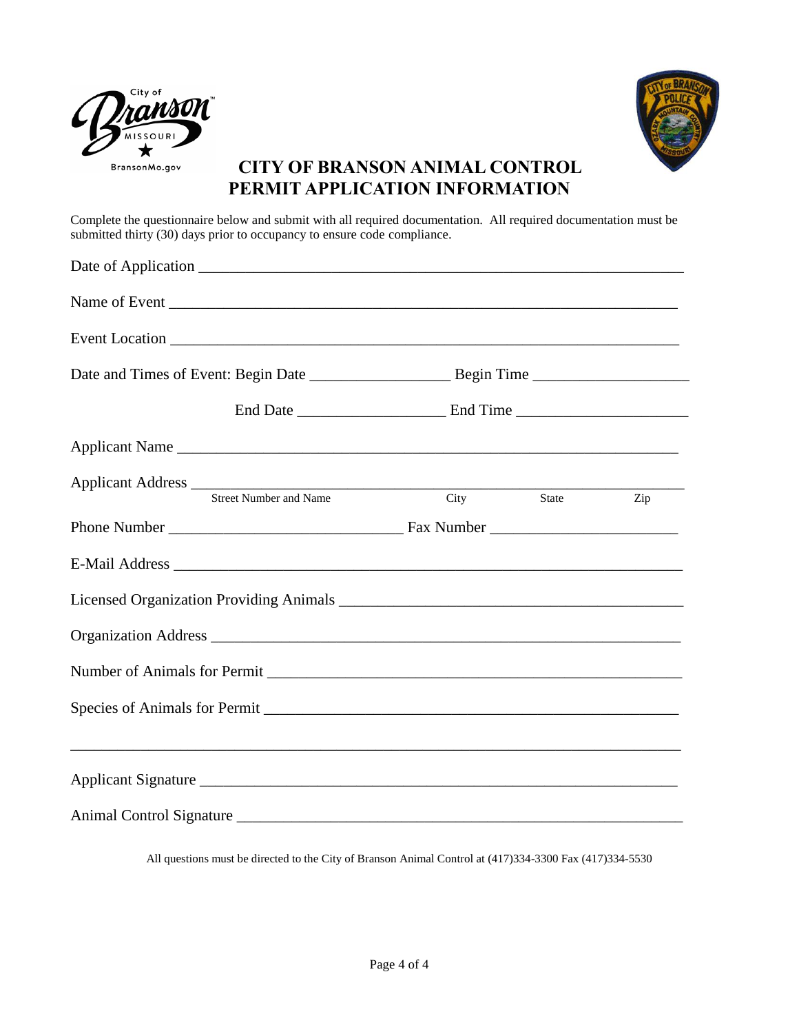# CITY OF BRANSON ANIMAL CONTROL PERMIT APPLICATION INFORMATION

Complete the questionnaire below and submit with all required documentation. All required documentation must be submitted thirty (30) days prior to occupancy to ensure code compliance.

Date of Application ____________________________________________

Name of Event ____________________________________________

Event Location ____________________________________________

Date and Times of Event: Begin Date ________________ Begin Time ________________

End Date ________________ End Time ________________

Applicant Name ____________________________________________

Applicant Address ____________________________________________

Street Number and Name | City | State | Zip

Phone Number ________________________ Fax Number ________________________

E-Mail Address ____________________________________________

Licensed Organization Providing Animals ____________________________________________

Organization Address ____________________________________________

Number of Animals for Permit ____________________________________________

Species of Animals for Permit ____________________________________________

____________________________________________

Applicant Signature ____________________________________________

Animal Control Signature ____________________________________________

All questions must be directed to the City of Branson Animal Control at (417)334-3300 Fax (417)334-5530